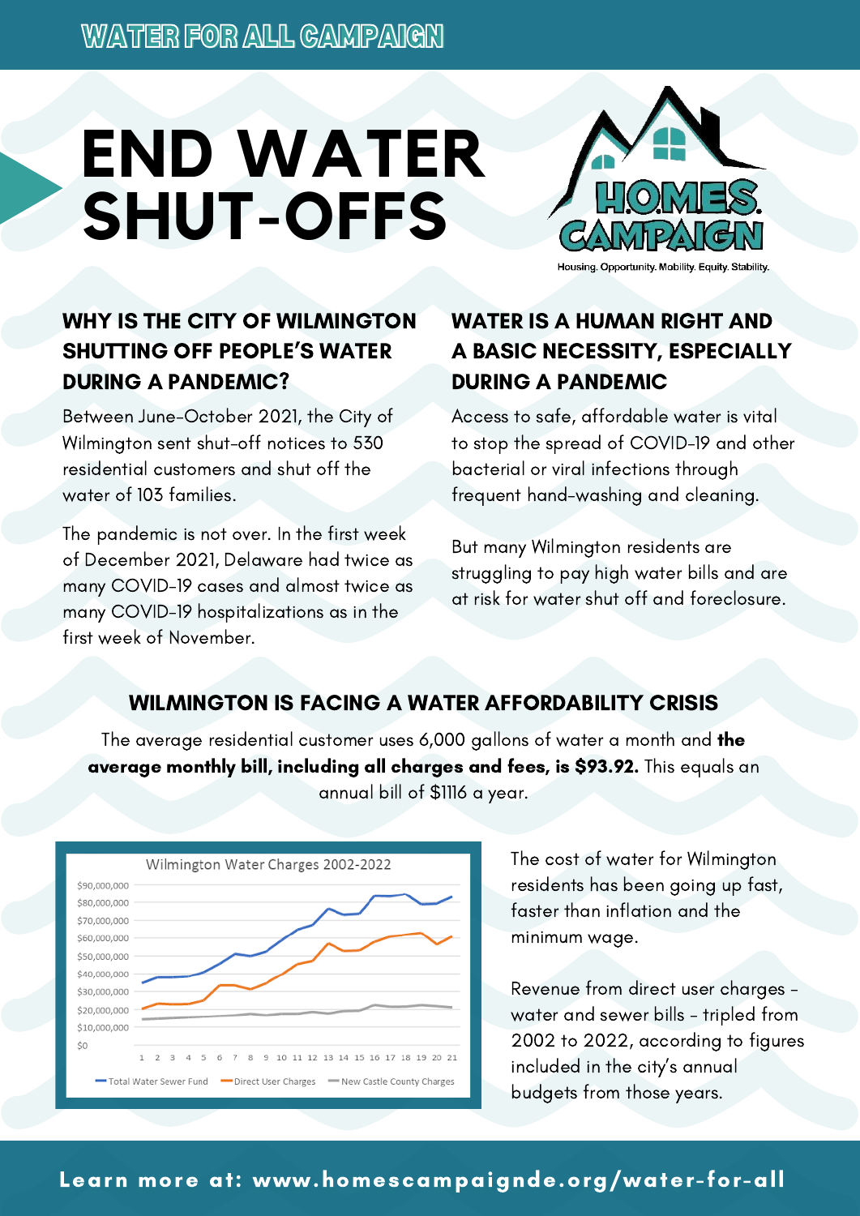WATER FOR ALL CAMPAIGN

# END WATER SHUT-OFFS

HOMES CAMPAIGN

Housing. Opportunity. Mobility. Equity. Stability.

## WHY IS THE CITY OF WILMINGTON SHUTTING OFF PEOPLE'S WATER DURING A PANDEMIC?

Between June-October 2021, the City of Wilmington sent shut-off notices to 530 residential customers and shut off the water of 103 families.

The pandemic is not over. In the first week of December 2021, Delaware had twice as many COVID-19 cases and almost twice as many COVID-19 hospitalizations as in the first week of November.

## WATER IS A HUMAN RIGHT AND A BASIC NECESSITY, ESPECIALLY DURING A PANDEMIC

Access to safe, affordable water is vital to stop the spread of COVID-19 and other bacterial or viral infections through frequent hand-washing and cleaning.

But many Wilmington residents are struggling to pay high water bills and are at risk for water shut off and foreclosure.

## WILMINGTON IS FACING A WATER AFFORDABILITY CRISIS

The average residential customer uses 6,000 gallons of water a month and **the average monthly bill, including all charges and fees, is $93.92.** This equals an annual bill of $1116 a year.

Wilmington Water Charges 2002-2022

$90,000,000
$80,000,000
$70,000,000
$60,000,000
$50,000,000
$40,000,000
$30,000,000
$20,000,000
$10,000,000
$0

1 2 3 4 5 6 7 8 9 10 11 12 13 14 15 16 17 18 19 20 21

Total Water Sewer Fund
Direct User Charges
New Castle County Charges

The cost of water for Wilmington residents has been going up fast, faster than inflation and the minimum wage.

Revenue from direct user charges - water and sewer bills - tripled from 2002 to 2022, according to figures included in the city's annual budgets from those years.

Learn more at: www.homescampaignde.org/water-for-all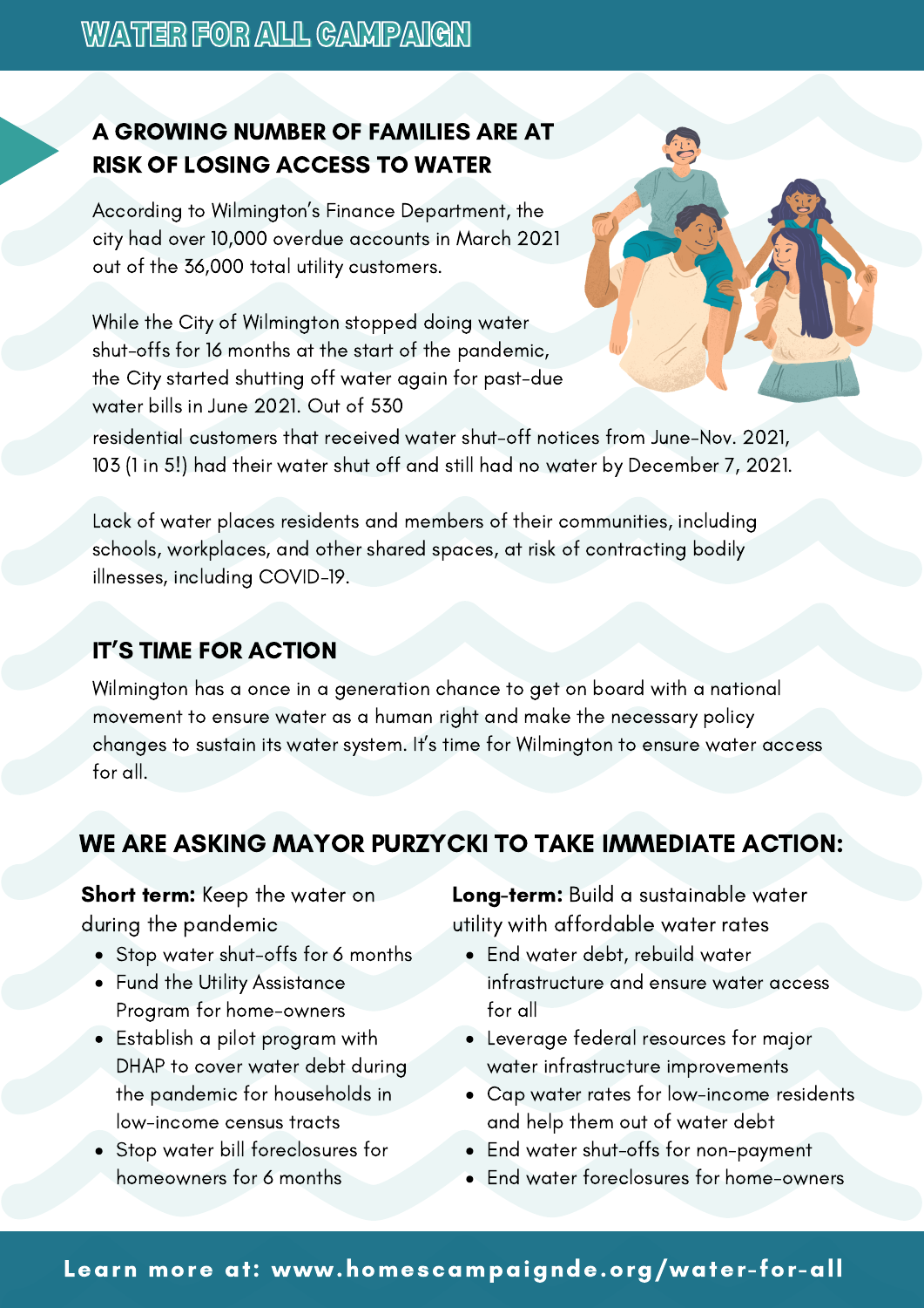# WATER FOR ALL CAMPAIGN

## A GROWING NUMBER OF FAMILIES ARE AT RISK OF LOSING ACCESS TO WATER

According to Wilmington's Finance Department, the city had over 10,000 overdue accounts in March 2021 out of the 36,000 total utility customers.

While the City of Wilmington stopped doing water shut-offs for 16 months at the start of the pandemic, the City started shutting off water again for past-due water bills in June 2021. Out of 530 residential customers that received water shut-off notices from June-Nov. 2021, 103 (1 in 5!) had their water shut off and still had no water by December 7, 2021.

Lack of water places residents and members of their communities, including schools, workplaces, and other shared spaces, at risk of contracting bodily illnesses, including COVID-19.

## IT'S TIME FOR ACTION

Wilmington has a once in a generation chance to get on board with a national movement to ensure water as a human right and make the necessary policy changes to sustain its water system. It's time for Wilmington to ensure water access for all.

## WE ARE ASKING MAYOR PURZYCKI TO TAKE IMMEDIATE ACTION:

**Short term:** Keep the water on during the pandemic

- Stop water shut-offs for 6 months
- Fund the Utility Assistance Program for home-owners
- Establish a pilot program with DHAP to cover water debt during the pandemic for households in low-income census tracts
- Stop water bill foreclosures for homeowners for 6 months

**Long-term:** Build a sustainable water utility with affordable water rates

- End water debt, rebuild water infrastructure and ensure water access for all
- Leverage federal resources for major water infrastructure improvements
- Cap water rates for low-income residents and help them out of water debt
- End water shut-offs for non-payment
- End water foreclosures for home-owners

**Learn more at: www.homescampaignde.org/water-for-all**